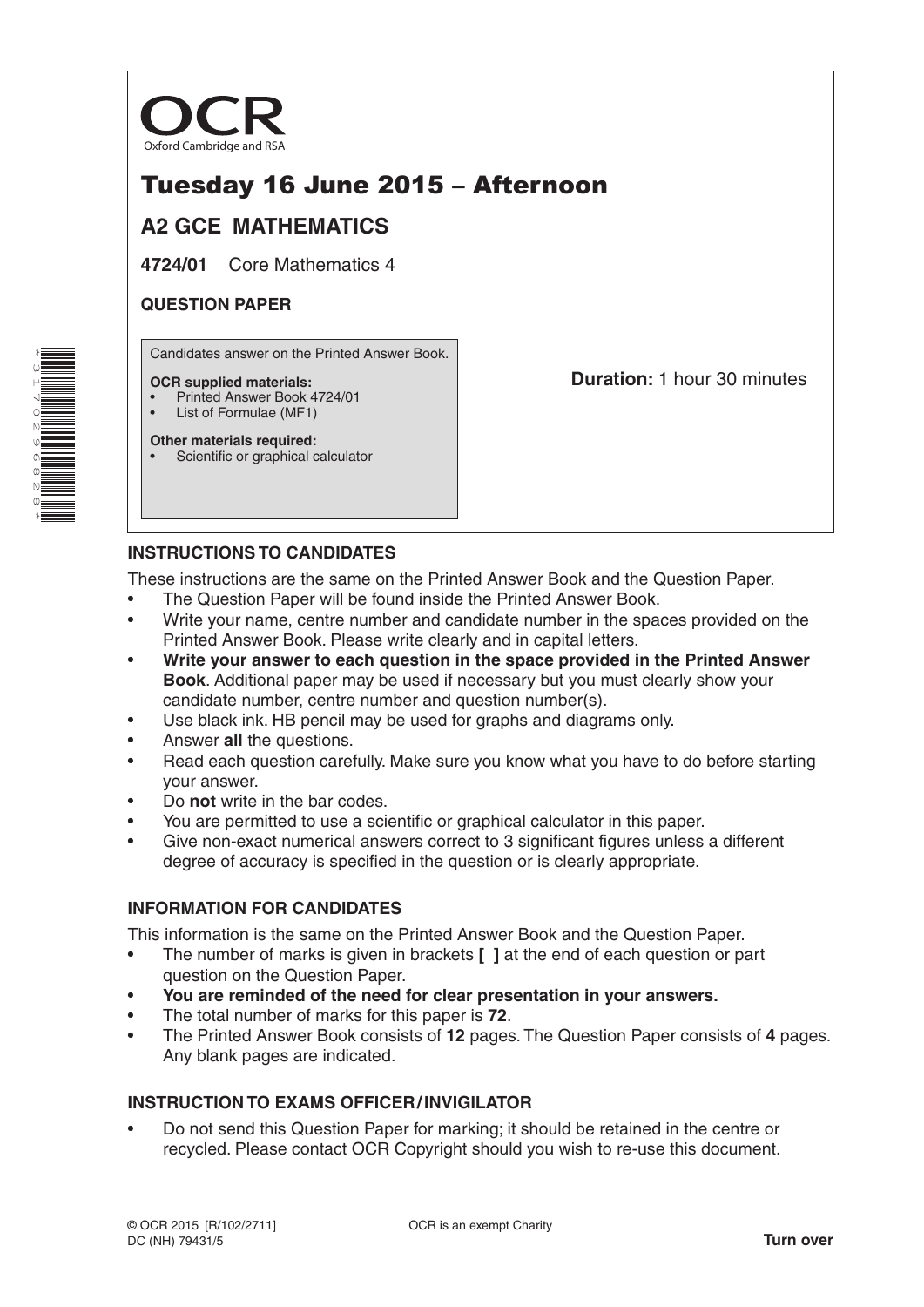OCR

Oxford Cambridge and RSA

# Tuesday 16 June 2015 – Afternoon

## A2 GCE MATHEMATICS

**4724/01** Core Mathematics 4

**QUESTION PAPER**

Candidates answer on the Printed Answer Book.

**OCR supplied materials:**
- Printed Answer Book 4724/01
- List of Formulae (MF1)

**Other materials required:**
- Scientific or graphical calculator

**Duration:** 1 hour 30 minutes

### INSTRUCTIONS TO CANDIDATES

These instructions are the same on the Printed Answer Book and the Question Paper.

- The Question Paper will be found inside the Printed Answer Book.
- Write your name, centre number and candidate number in the spaces provided on the Printed Answer Book. Please write clearly and in capital letters.
- **Write your answer to each question in the space provided in the Printed Answer Book**. Additional paper may be used if necessary but you must clearly show your candidate number, centre number and question number(s).
- Use black ink. HB pencil may be used for graphs and diagrams only.
- Answer **all** the questions.
- Read each question carefully. Make sure you know what you have to do before starting your answer.
- Do **not** write in the bar codes.
- You are permitted to use a scientific or graphical calculator in this paper.
- Give non-exact numerical answers correct to 3 significant figures unless a different degree of accuracy is specified in the question or is clearly appropriate.

### INFORMATION FOR CANDIDATES

This information is the same on the Printed Answer Book and the Question Paper.

- The number of marks is given in brackets **[ ]** at the end of each question or part question on the Question Paper.
- **You are reminded of the need for clear presentation in your answers.**
- The total number of marks for this paper is **72**.
- The Printed Answer Book consists of **12** pages. The Question Paper consists of **4** pages. Any blank pages are indicated.

### INSTRUCTION TO EXAMS OFFICER / INVIGILATOR

- Do not send this Question Paper for marking; it should be retained in the centre or recycled. Please contact OCR Copyright should you wish to re-use this document.

© OCR 2015 [R/102/2711]
DC (NH) 79431/5

OCR is an exempt Charity

**Turn over**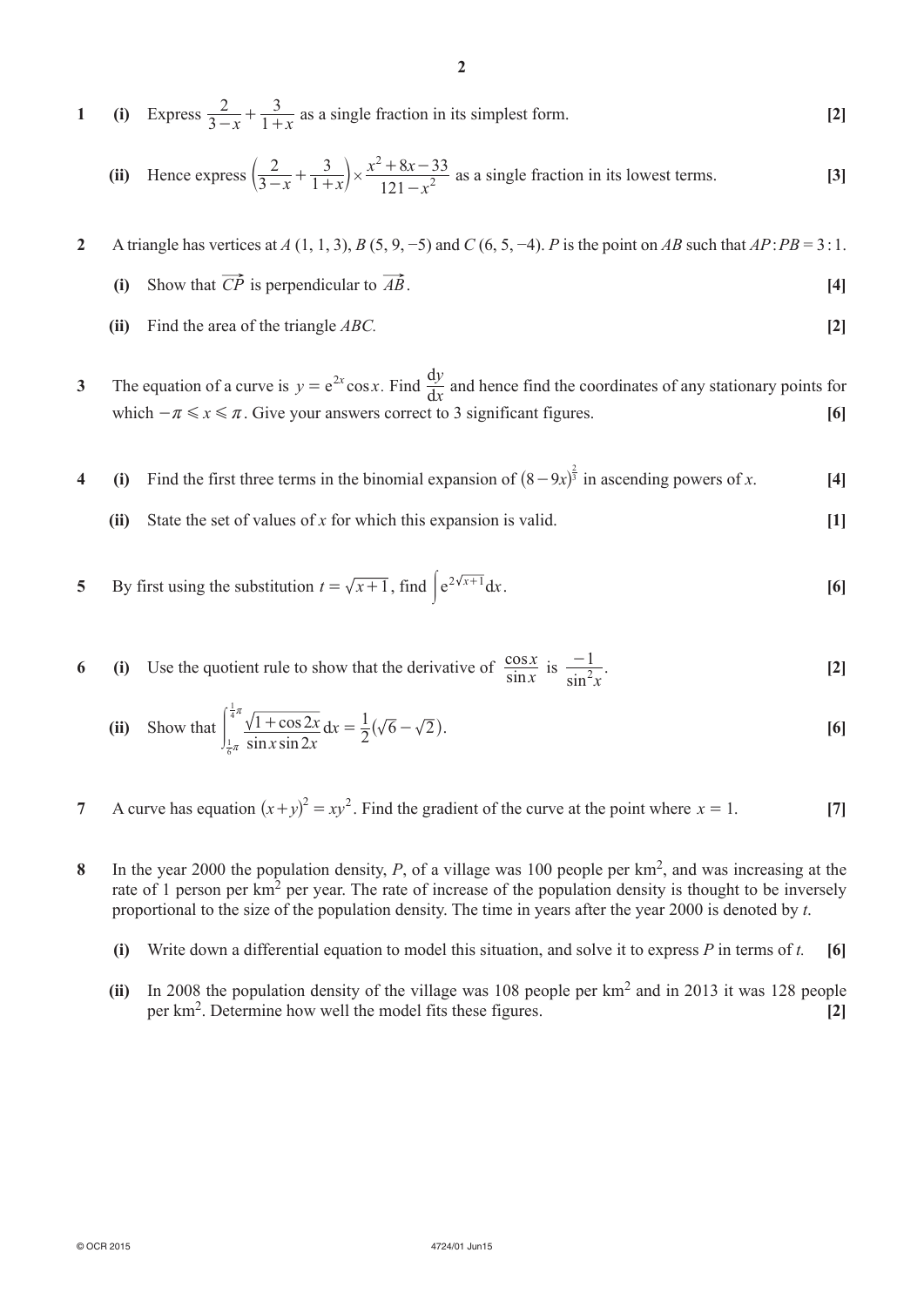**1** **(i)** Express $\dfrac{2}{3-x}+\dfrac{3}{1+x}$ as a single fraction in its simplest form. **[2]**

**(ii)** Hence express $\left(\dfrac{2}{3-x}+\dfrac{3}{1+x}\right)\times\dfrac{x^2+8x-33}{121-x^2}$ as a single fraction in its lowest terms. **[3]**

**2** A triangle has vertices at $A\ (1, 1, 3)$, $B\ (5, 9, -5)$ and $C\ (6, 5, -4)$. $P$ is the point on $AB$ such that $AP:PB = 3:1$.

**(i)** Show that $\overrightarrow{CP}$ is perpendicular to $\overrightarrow{AB}$. **[4]**

**(ii)** Find the area of the triangle $ABC$. **[2]**

**3** The equation of a curve is $y = e^{2x}\cos x$. Find $\dfrac{dy}{dx}$ and hence find the coordinates of any stationary points for which $-\pi \leqslant x \leqslant \pi$. Give your answers correct to 3 significant figures. **[6]**

**4** **(i)** Find the first three terms in the binomial expansion of $(8-9x)^{\frac{2}{3}}$ in ascending powers of $x$. **[4]**

**(ii)** State the set of values of $x$ for which this expansion is valid. **[1]**

**5** By first using the substitution $t = \sqrt{x+1}$, find $\displaystyle\int e^{2\sqrt{x+1}}\,dx$. **[6]**

**6** **(i)** Use the quotient rule to show that the derivative of $\dfrac{\cos x}{\sin x}$ is $\dfrac{-1}{\sin^2 x}$. **[2]**

**(ii)** Show that $\displaystyle\int_{\frac{1}{6}\pi}^{\frac{1}{4}\pi}\frac{\sqrt{1+\cos 2x}}{\sin x\sin 2x}\,dx = \frac{1}{2}(\sqrt{6}-\sqrt{2})$. **[6]**

**7** A curve has equation $(x+y)^2 = xy^2$. Find the gradient of the curve at the point where $x = 1$. **[7]**

**8** In the year 2000 the population density, $P$, of a village was 100 people per km$^2$, and was increasing at the rate of 1 person per km$^2$ per year. The rate of increase of the population density is thought to be inversely proportional to the size of the population density. The time in years after the year 2000 is denoted by $t$.

**(i)** Write down a differential equation to model this situation, and solve it to express $P$ in terms of $t$. **[6]**

**(ii)** In 2008 the population density of the village was 108 people per km$^2$ and in 2013 it was 128 people per km$^2$. Determine how well the model fits these figures. **[2]**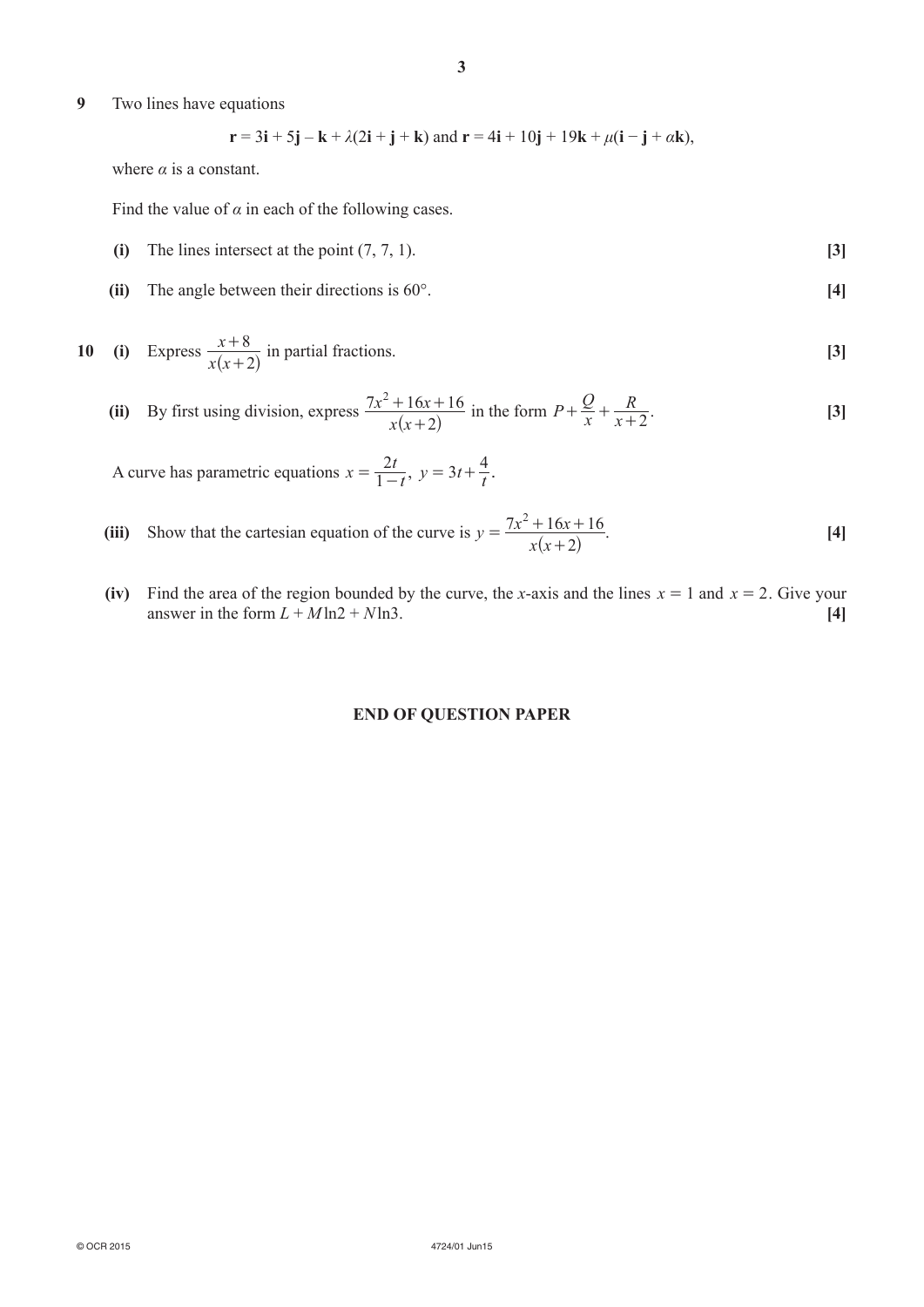**9** Two lines have equations

$$\mathbf{r} = 3\mathbf{i} + 5\mathbf{j} - \mathbf{k} + \lambda(2\mathbf{i} + \mathbf{j} + \mathbf{k}) \text{ and } \mathbf{r} = 4\mathbf{i} + 10\mathbf{j} + 19\mathbf{k} + \mu(\mathbf{i} - \mathbf{j} + \alpha\mathbf{k}),$$

where $\alpha$ is a constant.

Find the value of $\alpha$ in each of the following cases.

**(i)** The lines intersect at the point (7, 7, 1). **[3]**

**(ii)** The angle between their directions is 60°. **[4]**

**10** **(i)** Express $\dfrac{x+8}{x(x+2)}$ in partial fractions. **[3]**

**(ii)** By first using division, express $\dfrac{7x^2+16x+16}{x(x+2)}$ in the form $P + \dfrac{Q}{x} + \dfrac{R}{x+2}$. **[3]**

A curve has parametric equations $x = \dfrac{2t}{1-t}$, $y = 3t + \dfrac{4}{t}$.

**(iii)** Show that the cartesian equation of the curve is $y = \dfrac{7x^2+16x+16}{x(x+2)}$. **[4]**

**(iv)** Find the area of the region bounded by the curve, the $x$-axis and the lines $x = 1$ and $x = 2$. Give your answer in the form $L + M\ln 2 + N\ln 3$. **[4]**

**END OF QUESTION PAPER**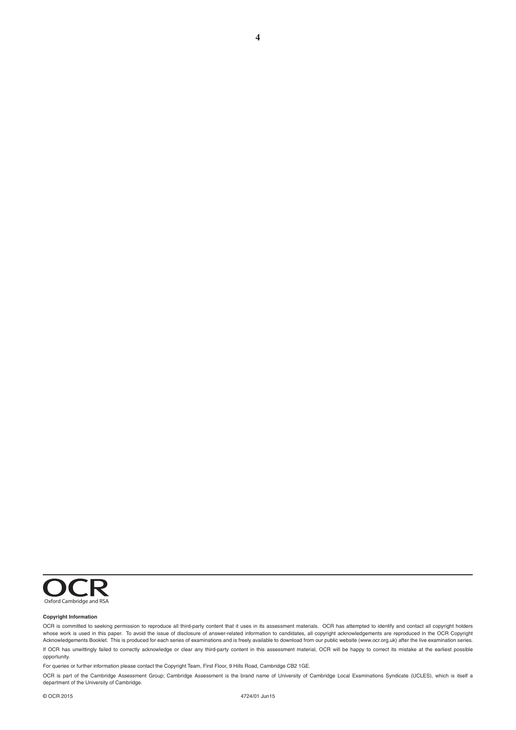OCR
Oxford Cambridge and RSA

**Copyright Information**

OCR is committed to seeking permission to reproduce all third-party content that it uses in its assessment materials. OCR has attempted to identify and contact all copyright holders whose work is used in this paper. To avoid the issue of disclosure of answer-related information to candidates, all copyright acknowledgements are reproduced in the OCR Copyright Acknowledgements Booklet. This is produced for each series of examinations and is freely available to download from our public website (www.ocr.org.uk) after the live examination series.

If OCR has unwittingly failed to correctly acknowledge or clear any third-party content in this assessment material, OCR will be happy to correct its mistake at the earliest possible opportunity.

For queries or further information please contact the Copyright Team, First Floor, 9 Hills Road, Cambridge CB2 1GE.

OCR is part of the Cambridge Assessment Group; Cambridge Assessment is the brand name of University of Cambridge Local Examinations Syndicate (UCLES), which is itself a department of the University of Cambridge.

© OCR 2015 4724/01 Jun15